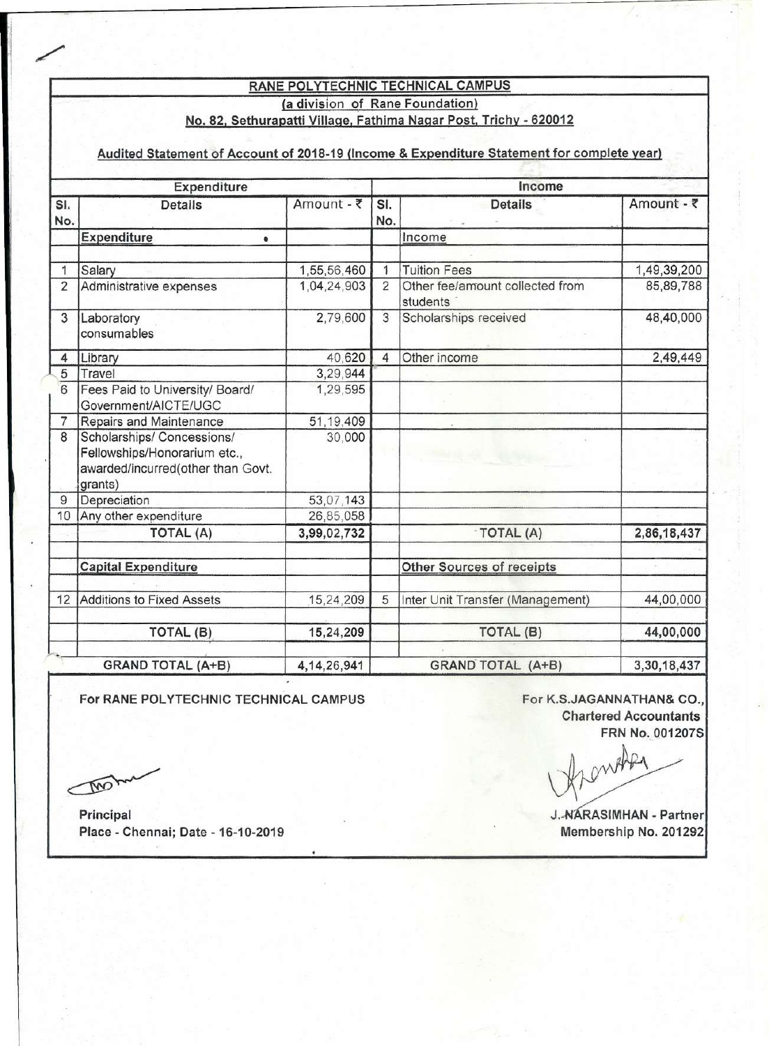## RANE POLYTECHNIC TECHNICAL CAMPUS

**(a division of Rane Foundation)**

**No. 82, Sethurapatti Village, Fathima Nagar Post, Trichy - 620012**

**Audited Statement of Account of 2018-19 (Income & Expenditure Statement for complete year)**

| Expenditure | | | Income | | |
|---|---|---|---|---|---|
| Sl. No. | Details | Amount - ₹ | Sl. No. | Details | Amount - ₹ |
| | **Expenditure** | | | Income | |
| 1 | Salary | 1,55,56,460 | 1 | Tuition Fees | 1,49,39,200 |
| 2 | Administrative expenses | 1,04,24,903 | 2 | Other fee/amount collected from students | 85,89,788 |
| 3 | Laboratory consumables | 2,79,600 | 3 | Scholarships received | 48,40,000 |
| 4 | Library | 40,620 | 4 | Other income | 2,49,449 |
| 5 | Travel | 3,29,944 | | | |
| 6 | Fees Paid to University/ Board/ Government/AICTE/UGC | 1,29,595 | | | |
| 7 | Repairs and Maintenance | 51,19,409 | | | |
| 8 | Scholarships/ Concessions/ Fellowships/Honorarium etc., awarded/incurred(other than Govt. grants) | 30,000 | | | |
| 9 | Depreciation | 53,07,143 | | | |
| 10 | Any other expenditure | 26,85,058 | | | |
| | **TOTAL (A)** | **3,99,02,732** | | **TOTAL (A)** | **2,86,18,437** |
| | **Capital Expenditure** | | | **Other Sources of receipts** | |
| 12 | Additions to Fixed Assets | 15,24,209 | 5 | Inter Unit Transfer (Management) | 44,00,000 |
| | **TOTAL (B)** | **15,24,209** | | **TOTAL (B)** | **44,00,000** |
| | **GRAND TOTAL (A+B)** | **4,14,26,941** | | **GRAND TOTAL (A+B)** | **3,30,18,437** |

**For RANE POLYTECHNIC TECHNICAL CAMPUS**

**Principal**

**Place - Chennai; Date - 16-10-2019**

**For K.S.JAGANNATHAN& CO.,**
**Chartered Accountants**
**FRN No. 001207S**

**J. NARASIMHAN - Partner**
**Membership No. 201292**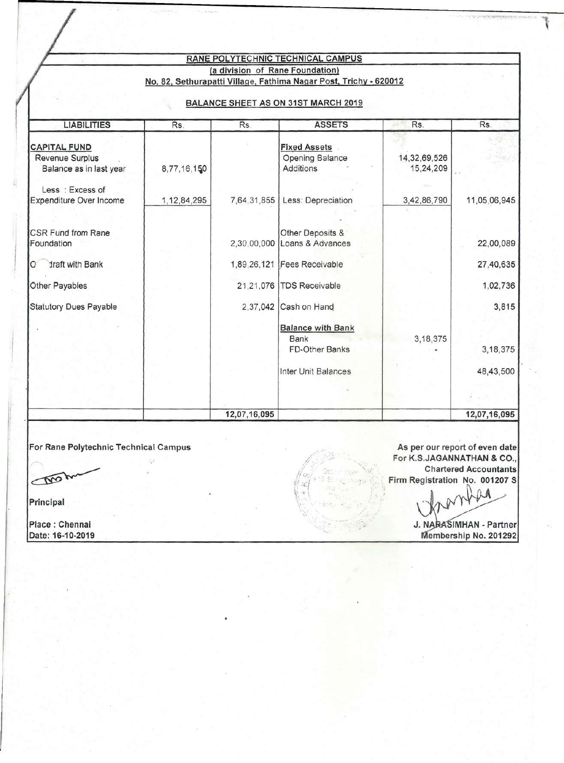**RANE POLYTECHNIC TECHNICAL CAMPUS**

**(a division of Rane Foundation)**

**No. 82, Sethurapatti Village, Fathima Nagar Post, Trichy - 620012**

**BALANCE SHEET AS ON 31ST MARCH 2019**

| LIABILITIES | Rs. | Rs. | ASSETS | Rs. | Rs. |
|---|---|---|---|---|---|
| **CAPITAL FUND** | | | **Fixed Assets** | | |
| Revenue Surplus | | | Opening Balance | 14,32,69,526 | |
| Balance as in last year | 8,77,16,150 | | Additions | 15,24,209 | |
| Less : Excess of Expenditure Over Income | 1,12,84,295 | 7,64,31,855 | Less: Depreciation | 3,42,86,790 | 11,05,06,945 |
| CSR Fund from Rane Foundation | | 2,30,00,000 | Other Deposits & Loans & Advances | | 22,00,089 |
| O draft with Bank | | 1,89,26,121 | Fees Receivable | | 27,40,635 |
| Other Payables | | 21,21,076 | TDS Receivable | | 1,02,736 |
| Statutory Dues Payable | | 2,37,042 | Cash on Hand | | 3,815 |
| | | | **Balance with Bank** | | |
| | | | Bank | 3,18,375 | |
| | | | FD-Other Banks | - | 3,18,375 |
| | | | Inter Unit Balances | | 48,43,500 |
| | | 12,07,16,095 | | | 12,07,16,095 |

**For Rane Polytechnic Technical Campus**

**Principal**

**Place : Chennai**
**Date: 16-10-2019**

**As per our report of even date**
**For K.S.JAGANNATHAN & CO.,**
**Chartered Accountants**
**Firm Registration No. 001207 S**

**J. NARASIMHAN - Partner**
**Membership No. 201292**